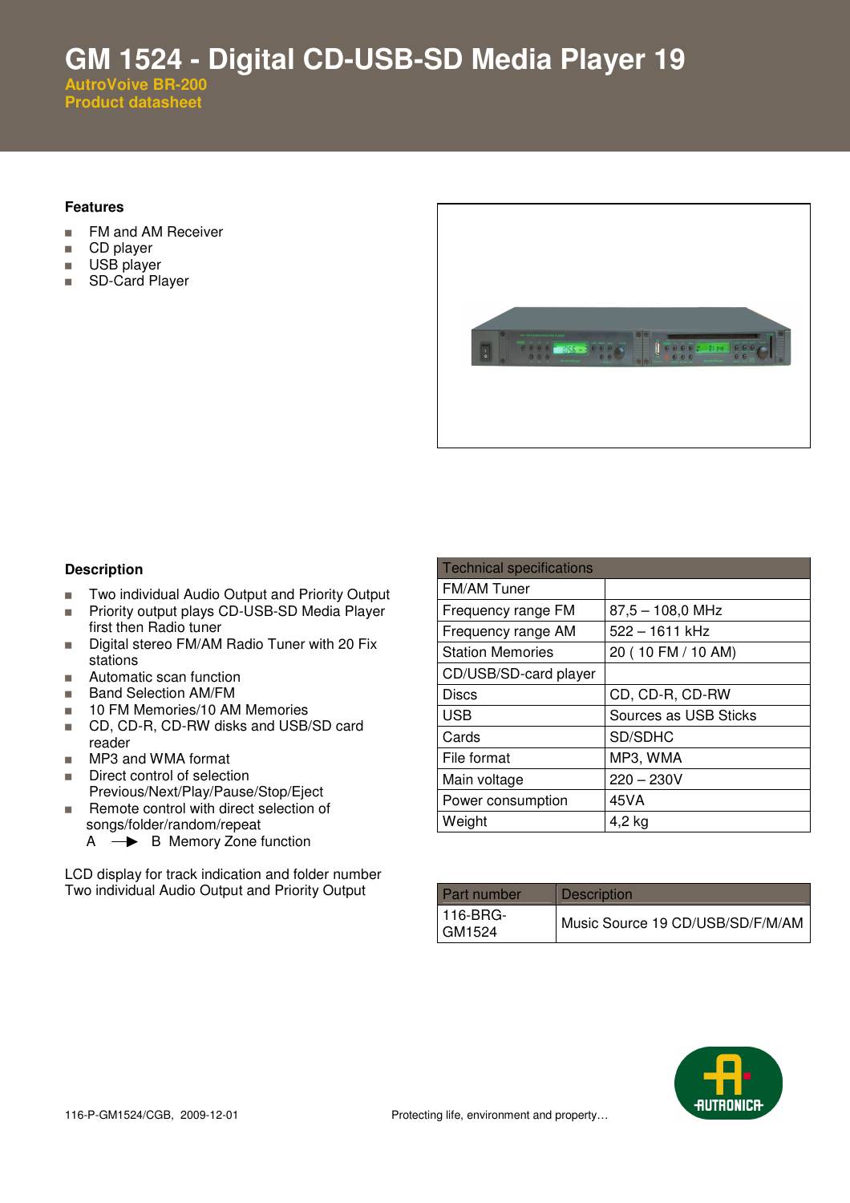# GM 1524 - Digital CD-USB-SD Media Player 19

**AutroVoive BR-200**
**Product datasheet**

### Features

- FM and AM Receiver
- CD player
- USB player
- SD-Card Player

### Description

- Two individual Audio Output and Priority Output
- Priority output plays CD-USB-SD Media Player first then Radio tuner
- Digital stereo FM/AM Radio Tuner with 20 Fix stations
- Automatic scan function
- Band Selection AM/FM
- 10 FM Memories/10 AM Memories
- CD, CD-R, CD-RW disks and USB/SD card reader
- MP3 and WMA format
- Direct control of selection Previous/Next/Play/Pause/Stop/Eject
- Remote control with direct selection of songs/folder/random/repeat
  A ⟶ B Memory Zone function

LCD display for track indication and folder number
Two individual Audio Output and Priority Output

| Technical specifications | |
|---|---|
| FM/AM Tuner | |
| Frequency range FM | 87,5 – 108,0 MHz |
| Frequency range AM | 522 – 1611 kHz |
| Station Memories | 20 ( 10 FM / 10 AM) |
| CD/USB/SD-card player | |
| Discs | CD, CD-R, CD-RW |
| USB | Sources as USB Sticks |
| Cards | SD/SDHC |
| File format | MP3, WMA |
| Main voltage | 220 – 230V |
| Power consumption | 45VA |
| Weight | 4,2 kg |

| Part number | Description |
|---|---|
| 116-BRG-GM1524 | Music Source 19 CD/USB/SD/F/M/AM |

116-P-GM1524/CGB, 2009-12-01

Protecting life, environment and property…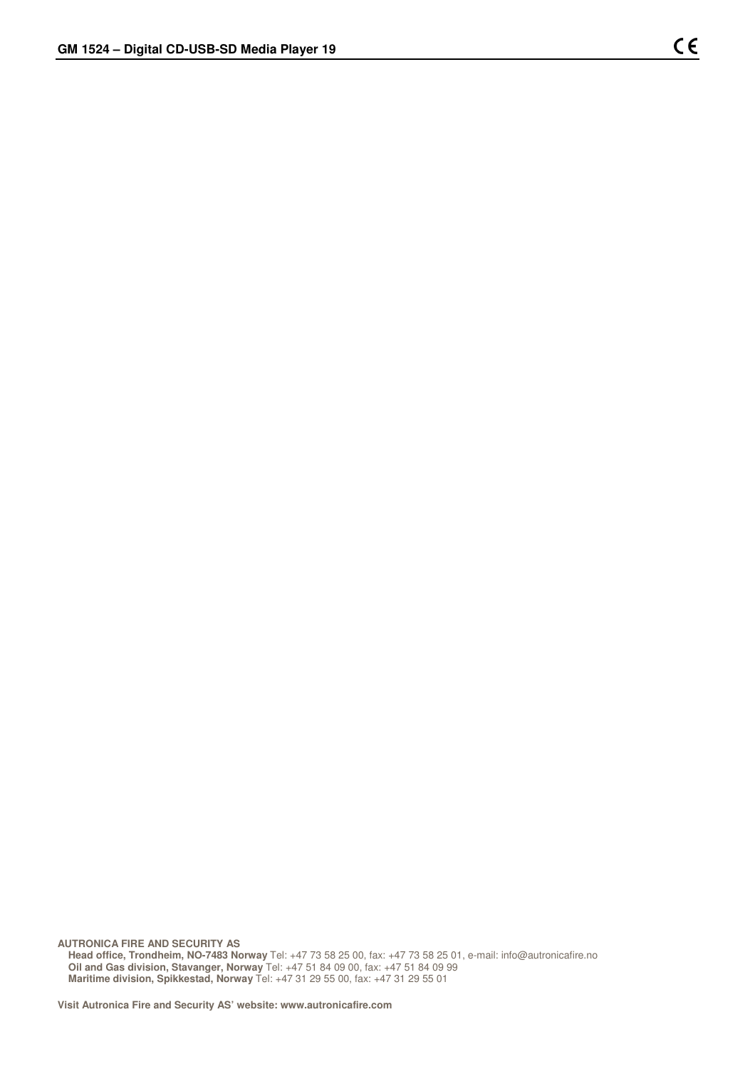**AUTRONICA FIRE AND SECURITY AS**

**Head office, Trondheim, NO-7483 Norway** Tel: +47 73 58 25 00, fax: +47 73 58 25 01, e-mail: info@autronicafire.no
**Oil and Gas division, Stavanger, Norway** Tel: +47 51 84 09 00, fax: +47 51 84 09 99
**Maritime division, Spikkestad, Norway** Tel: +47 31 29 55 00, fax: +47 31 29 55 01

**Visit Autronica Fire and Security AS' website: www.autronicafire.com**